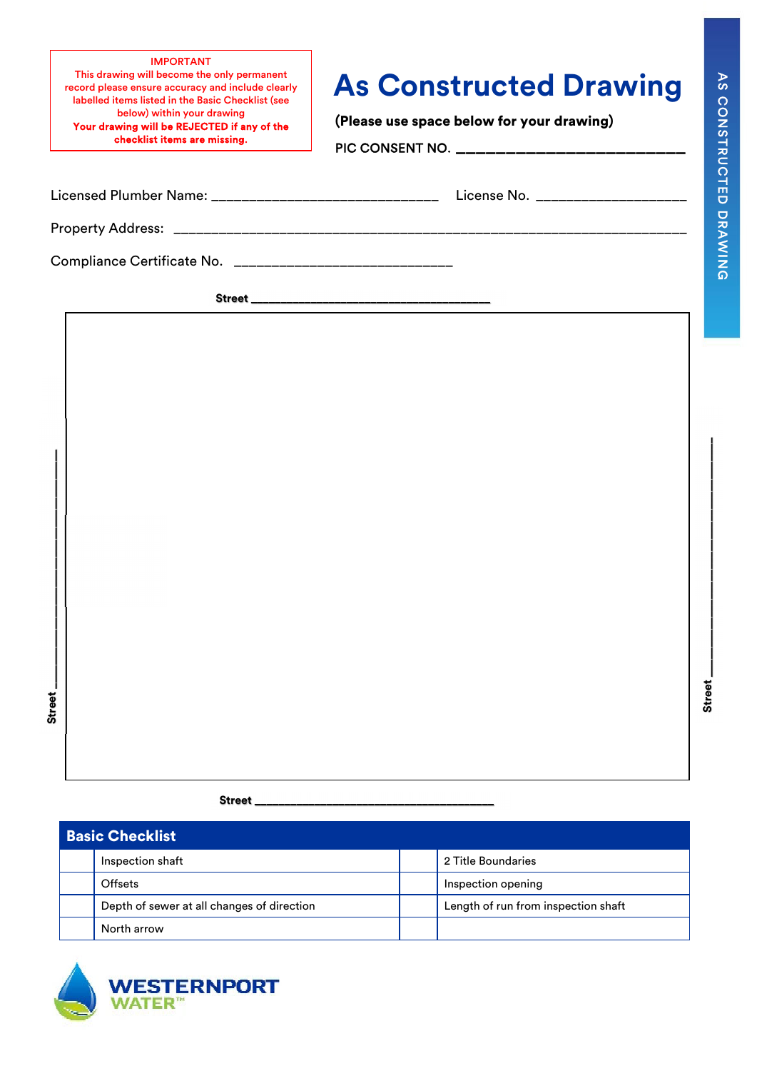**IMPORTANT**
This drawing will become the only permanent record please ensure accuracy and include clearly labelled items listed in the Basic Checklist (see below) within your drawing
**Your drawing will be REJECTED if any of the checklist items are missing.**

# As Constructed Drawing

**(Please use space below for your drawing)**

PIC CONSENT NO. ____________________________

AS CONSTRUCTED DRAWING

Licensed Plumber Name: ______________________________ License No. ___________________

Property Address: ______________________________________________________________________

Compliance Certificate No. ____________________________

**Street** ____________________________________

**Street** ____________________________________

**Street** ____________________________________

**Street** ____________________________________

## Basic Checklist

| | Item | | Item |
|---|---|---|---|
| | Inspection shaft | | 2 Title Boundaries |
| | Offsets | | Inspection opening |
| | Depth of sewer at all changes of direction | | Length of run from inspection shaft |
| | North arrow | | |

WESTERNPORT WATER™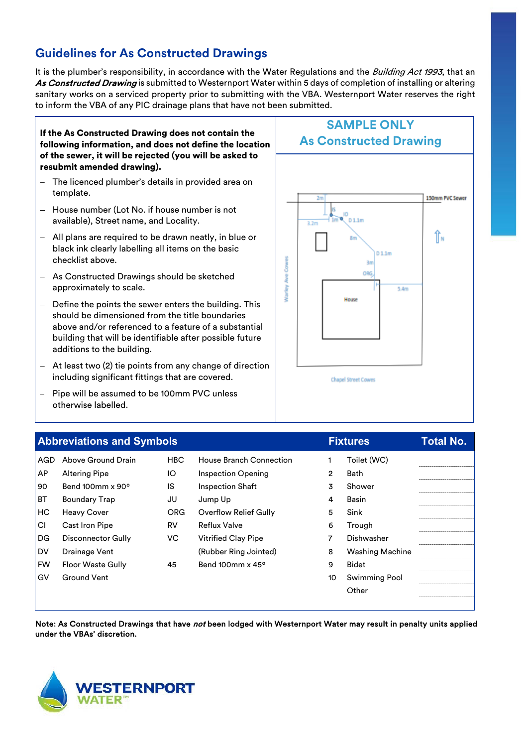## Guidelines for As Constructed Drawings

It is the plumber's responsibility, in accordance with the Water Regulations and the *Building Act 1993*, that an ***As Constructed Drawing*** is submitted to Westernport Water within 5 days of completion of installing or altering sanitary works on a serviced property prior to submitting with the VBA. Westernport Water reserves the right to inform the VBA of any PIC drainage plans that have not been submitted.

**If the As Constructed Drawing does not contain the following information, and does not define the location of the sewer, it will be rejected (you will be asked to resubmit amended drawing).**

- The licenced plumber's details in provided area on template.
- House number (Lot No. if house number is not available), Street name, and Locality.
- All plans are required to be drawn neatly, in blue or black ink clearly labelling all items on the basic checklist above.
- As Constructed Drawings should be sketched approximately to scale.
- Define the points the sewer enters the building. This should be dimensioned from the title boundaries above and/or referenced to a feature of a substantial building that will be identifiable after possible future additions to the building.
- At least two (2) tie points from any change of direction including significant fittings that are covered.
- Pipe will be assumed to be 100mm PVC unless otherwise labelled.

**SAMPLE ONLY**
**As Constructed Drawing**

2m
150mm PVC Sewer
IS
IO
1m
D 1.1m
3.2m
8m
N
D 1.1m
3m
ORG
5.4m
Warley Ave Cowes
House
Chapel Street Cowes

| Abbreviations and Symbols | | | | Fixtures | | Total No. |
|---|---|---|---|---|---|---|
| AGD | Above Ground Drain | HBC | House Branch Connection | 1 | Toilet (WC) | |
| AP | Altering Pipe | IO | Inspection Opening | 2 | Bath | |
| 90 | Bend 100mm x 90° | IS | Inspection Shaft | 3 | Shower | |
| BT | Boundary Trap | JU | Jump Up | 4 | Basin | |
| HC | Heavy Cover | ORG | Overflow Relief Gully | 5 | Sink | |
| CI | Cast Iron Pipe | RV | Reflux Valve | 6 | Trough | |
| DG | Disconnector Gully | VC | Vitrified Clay Pipe | 7 | Dishwasher | |
| DV | Drainage Vent | | (Rubber Ring Jointed) | 8 | Washing Machine | |
| FW | Floor Waste Gully | 45 | Bend 100mm x 45° | 9 | Bidet | |
| GV | Ground Vent | | | 10 | Swimming Pool | |
| | | | | | Other | |

**Note: As Constructed Drawings that have *not* been lodged with Westernport Water may result in penalty units applied under the VBAs' discretion.**

WESTERNPORT WATER™